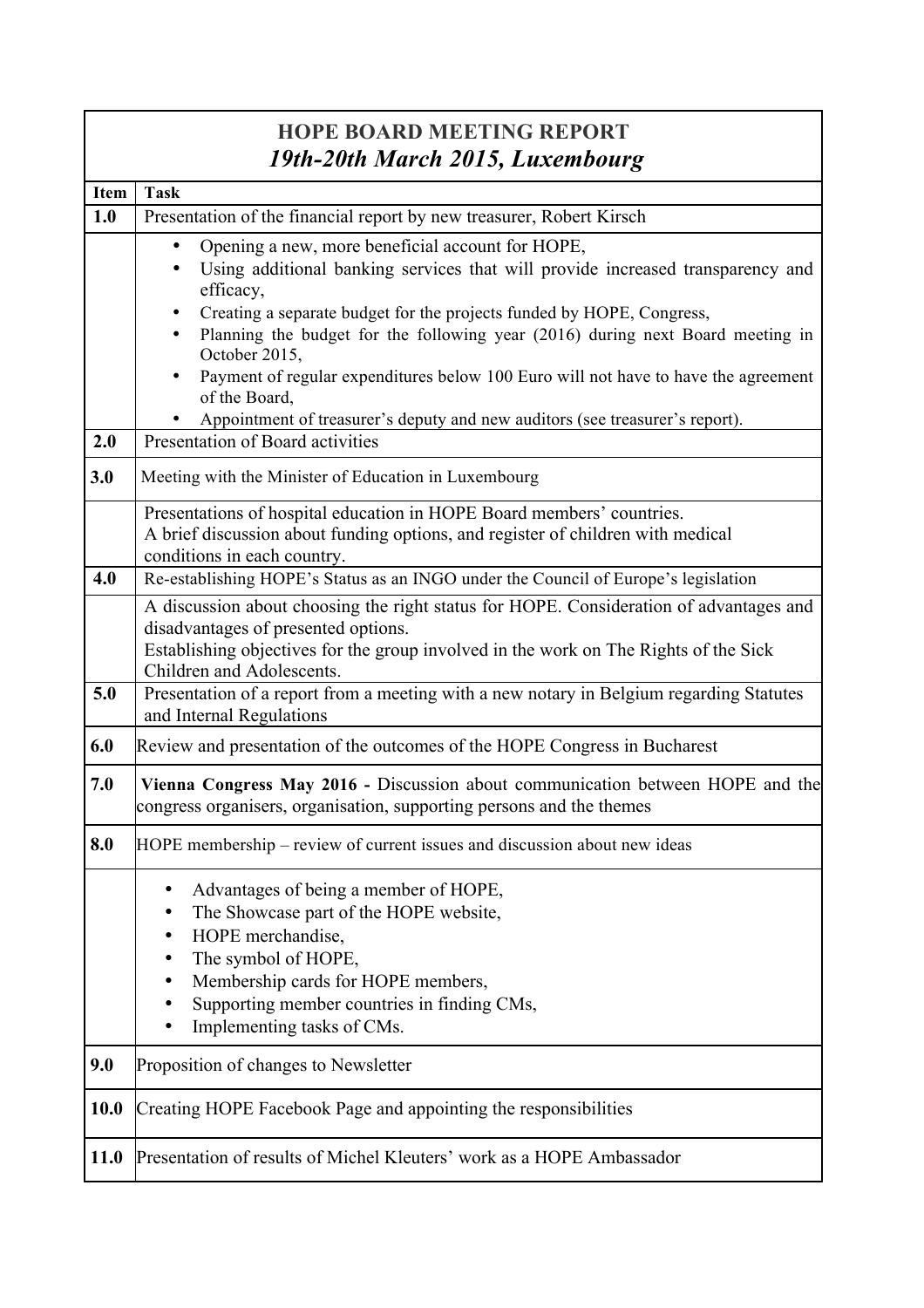# HOPE BOARD MEETING REPORT

## *19th-20th March 2015, Luxembourg*

| Item | Task |
|---|---|
| **1.0** | Presentation of the financial report by new treasurer, Robert Kirsch |
| | • Opening a new, more beneficial account for HOPE,<br>• Using additional banking services that will provide increased transparency and efficacy,<br>• Creating a separate budget for the projects funded by HOPE, Congress,<br>• Planning the budget for the following year (2016) during next Board meeting in October 2015,<br>• Payment of regular expenditures below 100 Euro will not have to have the agreement of the Board,<br>• Appointment of treasurer's deputy and new auditors (see treasurer's report). |
| **2.0** | Presentation of Board activities |
| **3.0** | Meeting with the Minister of Education in Luxembourg |
| | Presentations of hospital education in HOPE Board members' countries.<br>A brief discussion about funding options, and register of children with medical conditions in each country. |
| **4.0** | Re-establishing HOPE's Status as an INGO under the Council of Europe's legislation |
| | A discussion about choosing the right status for HOPE. Consideration of advantages and disadvantages of presented options.<br>Establishing objectives for the group involved in the work on The Rights of the Sick Children and Adolescents. |
| **5.0** | Presentation of a report from a meeting with a new notary in Belgium regarding Statutes and Internal Regulations |
| **6.0** | Review and presentation of the outcomes of the HOPE Congress in Bucharest |
| **7.0** | **Vienna Congress May 2016 -** Discussion about communication between HOPE and the congress organisers, organisation, supporting persons and the themes |
| **8.0** | HOPE membership – review of current issues and discussion about new ideas |
| | • Advantages of being a member of HOPE,<br>• The Showcase part of the HOPE website,<br>• HOPE merchandise,<br>• The symbol of HOPE,<br>• Membership cards for HOPE members,<br>• Supporting member countries in finding CMs,<br>• Implementing tasks of CMs. |
| **9.0** | Proposition of changes to Newsletter |
| **10.0** | Creating HOPE Facebook Page and appointing the responsibilities |
| **11.0** | Presentation of results of Michel Kleuters' work as a HOPE Ambassador |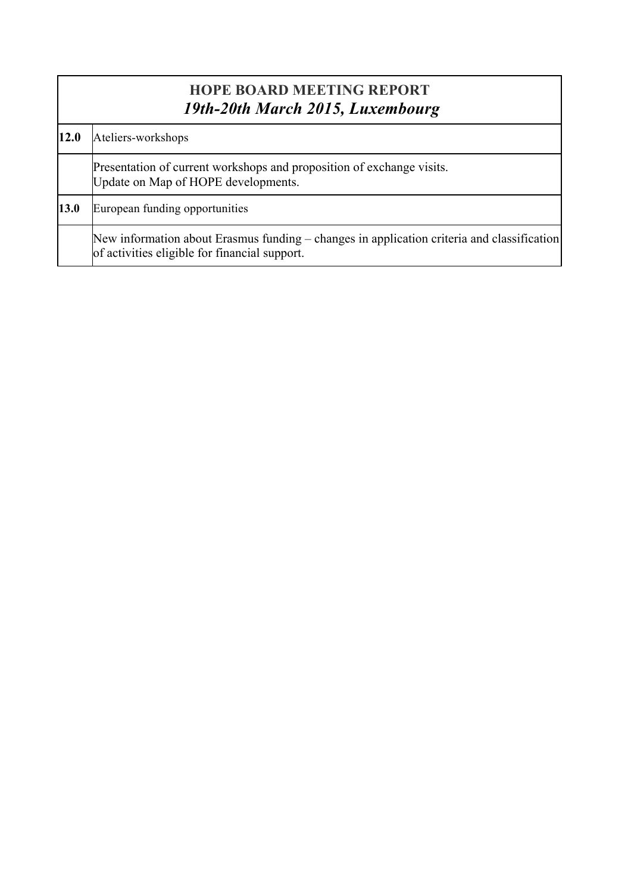| HOPE BOARD MEETING REPORT *19th-20th March 2015, Luxembourg* | |
|---|---|
| **12.0** | Ateliers-workshops |
| | Presentation of current workshops and proposition of exchange visits.<br>Update on Map of HOPE developments. |
| **13.0** | European funding opportunities |
| | New information about Erasmus funding – changes in application criteria and classification of activities eligible for financial support. |